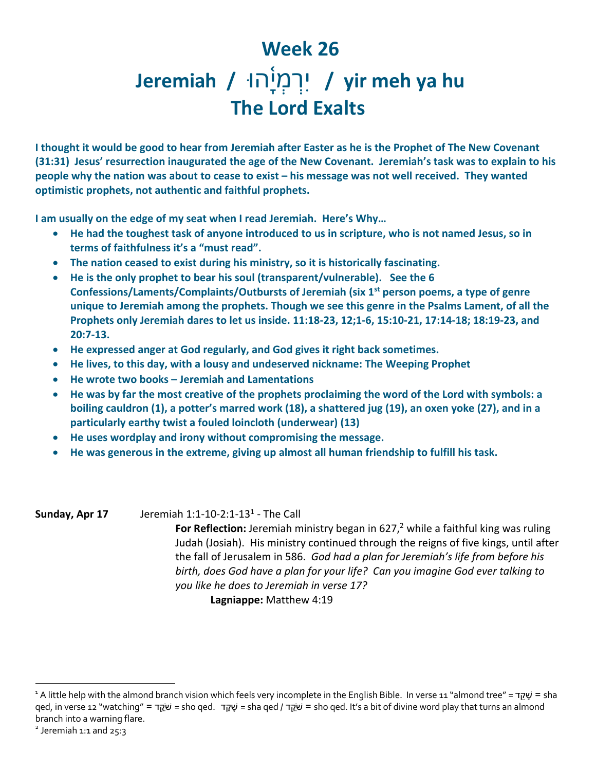# Week 26
# Jeremiah / יִרְמְיָ֫הוּ / yir meh ya hu
# The Lord Exalts

**I thought it would be good to hear from Jeremiah after Easter as he is the Prophet of The New Covenant (31:31) Jesus' resurrection inaugurated the age of the New Covenant. Jeremiah's task was to explain to his people why the nation was about to cease to exist – his message was not well received. They wanted optimistic prophets, not authentic and faithful prophets.**

**I am usually on the edge of my seat when I read Jeremiah. Here's Why…**

- **He had the toughest task of anyone introduced to us in scripture, who is not named Jesus, so in terms of faithfulness it's a "must read".**
- **The nation ceased to exist during his ministry, so it is historically fascinating.**
- **He is the only prophet to bear his soul (transparent/vulnerable). See the 6 Confessions/Laments/Complaints/Outbursts of Jeremiah (six 1st person poems, a type of genre unique to Jeremiah among the prophets. Though we see this genre in the Psalms Lament, of all the Prophets only Jeremiah dares to let us inside. 11:18-23, 12;1-6, 15:10-21, 17:14-18; 18:19-23, and 20:7-13.**
- **He expressed anger at God regularly, and God gives it right back sometimes.**
- **He lives, to this day, with a lousy and undeserved nickname: The Weeping Prophet**
- **He wrote two books – Jeremiah and Lamentations**
- **He was by far the most creative of the prophets proclaiming the word of the Lord with symbols: a boiling cauldron (1), a potter's marred work (18), a shattered jug (19), an oxen yoke (27), and in a particularly earthy twist a fouled loincloth (underwear) (13)**
- **He uses wordplay and irony without compromising the message.**
- **He was generous in the extreme, giving up almost all human friendship to fulfill his task.**

**Sunday, Apr 17** Jeremiah 1:1-10-2:1-13[1] - The Call

**For Reflection:** Jeremiah ministry began in 627,[2] while a faithful king was ruling Judah (Josiah). His ministry continued through the reigns of five kings, until after the fall of Jerusalem in 586. *God had a plan for Jeremiah's life from before his birth, does God have a plan for your life? Can you imagine God ever talking to you like he does to Jeremiah in verse 17?*

**Lagniappe:** Matthew 4:19

---

[1] A little help with the almond branch vision which feels very incomplete in the English Bible. In verse 11 "almond tree" = שָׁקֵד = sha qed, in verse 12 "watching" = שֹׁקֵד = sho qed. שָׁקֵד = sha qed / שֹׁקֵד = sho qed. It's a bit of divine word play that turns an almond branch into a warning flare.

[2] Jeremiah 1:1 and 25:3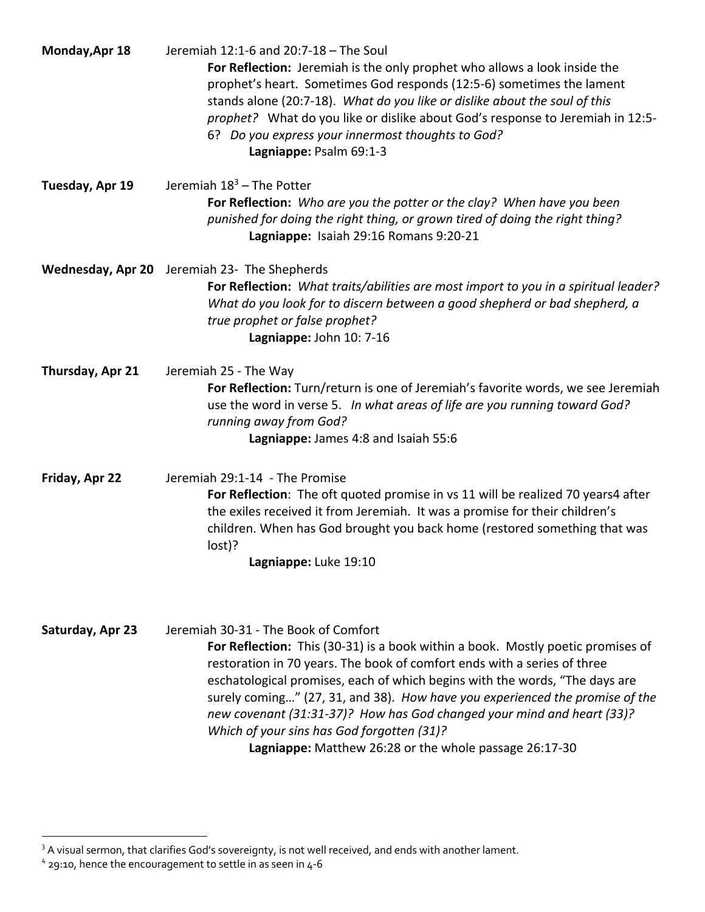**Monday,Apr 18** Jeremiah 12:1-6 and 20:7-18 – The Soul

**For Reflection:** Jeremiah is the only prophet who allows a look inside the prophet's heart. Sometimes God responds (12:5-6) sometimes the lament stands alone (20:7-18). *What do you like or dislike about the soul of this prophet?* What do you like or dislike about God's response to Jeremiah in 12:5-6? *Do you express your innermost thoughts to God?*

**Lagniappe:** Psalm 69:1-3

**Tuesday, Apr 19** Jeremiah 18[3] – The Potter

**For Reflection:** *Who are you the potter or the clay? When have you been punished for doing the right thing, or grown tired of doing the right thing?*

**Lagniappe:** Isaiah 29:16 Romans 9:20-21

**Wednesday, Apr 20** Jeremiah 23- The Shepherds

**For Reflection:** *What traits/abilities are most import to you in a spiritual leader? What do you look for to discern between a good shepherd or bad shepherd, a true prophet or false prophet?*

**Lagniappe:** John 10: 7-16

**Thursday, Apr 21** Jeremiah 25 - The Way

**For Reflection:** Turn/return is one of Jeremiah's favorite words, we see Jeremiah use the word in verse 5. *In what areas of life are you running toward God? running away from God?*

**Lagniappe:** James 4:8 and Isaiah 55:6

**Friday, Apr 22** Jeremiah 29:1-14 - The Promise

**For Reflection**: The oft quoted promise in vs 11 will be realized 70 years4 after the exiles received it from Jeremiah. It was a promise for their children's children. When has God brought you back home (restored something that was lost)?

**Lagniappe:** Luke 19:10

**Saturday, Apr 23** Jeremiah 30-31 - The Book of Comfort

**For Reflection:** This (30-31) is a book within a book. Mostly poetic promises of restoration in 70 years. The book of comfort ends with a series of three eschatological promises, each of which begins with the words, "The days are surely coming…" (27, 31, and 38). *How have you experienced the promise of the new covenant (31:31-37)? How has God changed your mind and heart (33)? Which of your sins has God forgotten (31)?*

**Lagniappe:** Matthew 26:28 or the whole passage 26:17-30

---

[3] A visual sermon, that clarifies God's sovereignty, is not well received, and ends with another lament.

[4] 29:10, hence the encouragement to settle in as seen in 4-6